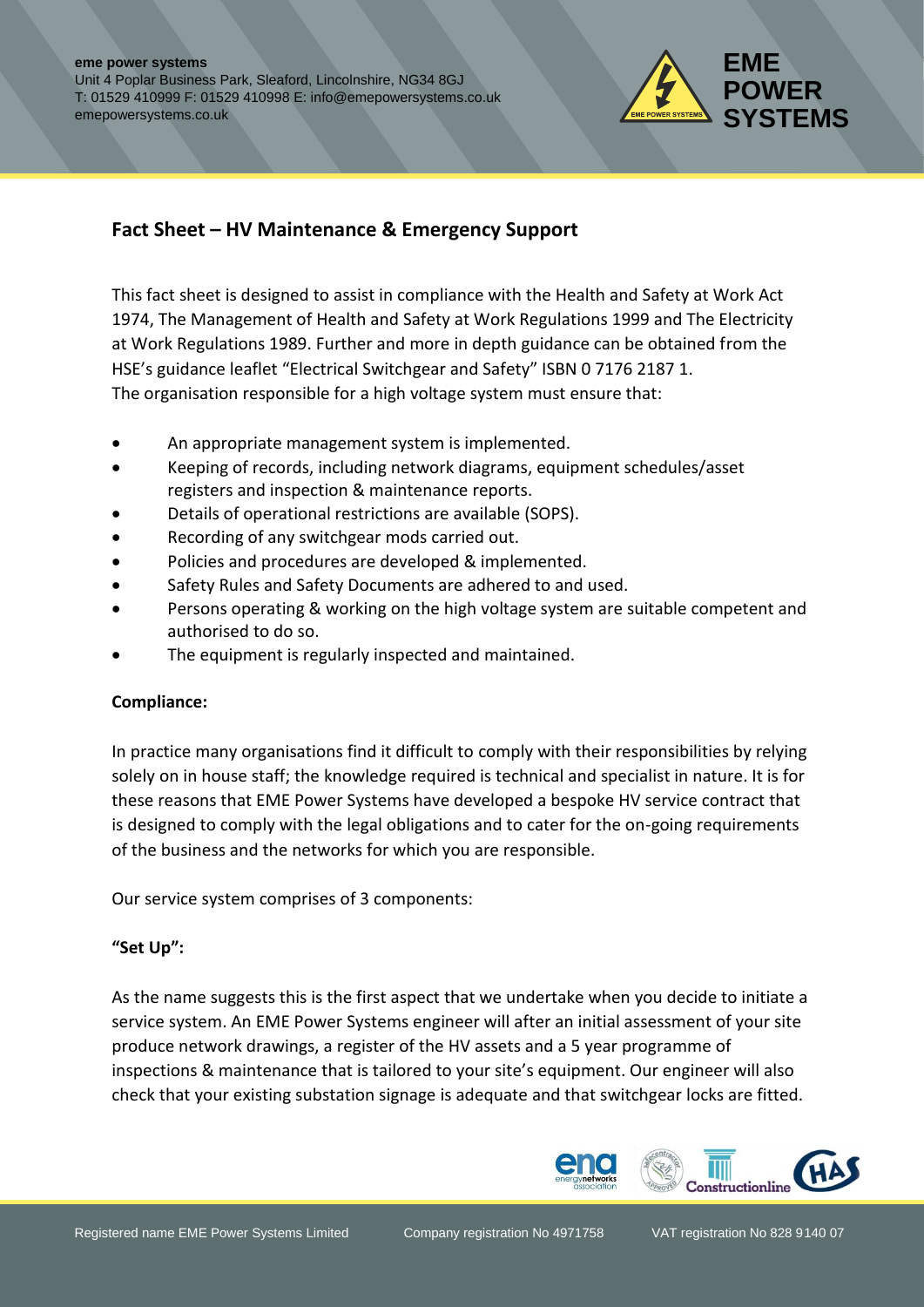**eme power systems**
Unit 4 Poplar Business Park, Sleaford, Lincolnshire, NG34 8GJ
T: 01529 410999 F: 01529 410998 E: info@emepowersystems.co.uk
emepowersystems.co.uk

EME POWER SYSTEMS

## Fact Sheet – HV Maintenance & Emergency Support

This fact sheet is designed to assist in compliance with the Health and Safety at Work Act 1974, The Management of Health and Safety at Work Regulations 1999 and The Electricity at Work Regulations 1989. Further and more in depth guidance can be obtained from the HSE's guidance leaflet "Electrical Switchgear and Safety" ISBN 0 7176 2187 1.
The organisation responsible for a high voltage system must ensure that:

- An appropriate management system is implemented.
- Keeping of records, including network diagrams, equipment schedules/asset registers and inspection & maintenance reports.
- Details of operational restrictions are available (SOPS).
- Recording of any switchgear mods carried out.
- Policies and procedures are developed & implemented.
- Safety Rules and Safety Documents are adhered to and used.
- Persons operating & working on the high voltage system are suitable competent and authorised to do so.
- The equipment is regularly inspected and maintained.

**Compliance:**

In practice many organisations find it difficult to comply with their responsibilities by relying solely on in house staff; the knowledge required is technical and specialist in nature. It is for these reasons that EME Power Systems have developed a bespoke HV service contract that is designed to comply with the legal obligations and to cater for the on-going requirements of the business and the networks for which you are responsible.

Our service system comprises of 3 components:

**"Set Up":**

As the name suggests this is the first aspect that we undertake when you decide to initiate a service system. An EME Power Systems engineer will after an initial assessment of your site produce network drawings, a register of the HV assets and a 5 year programme of inspections & maintenance that is tailored to your site's equipment. Our engineer will also check that your existing substation signage is adequate and that switchgear locks are fitted.

Registered name EME Power Systems Limited | Company registration No 4971758 | VAT registration No 828 9140 07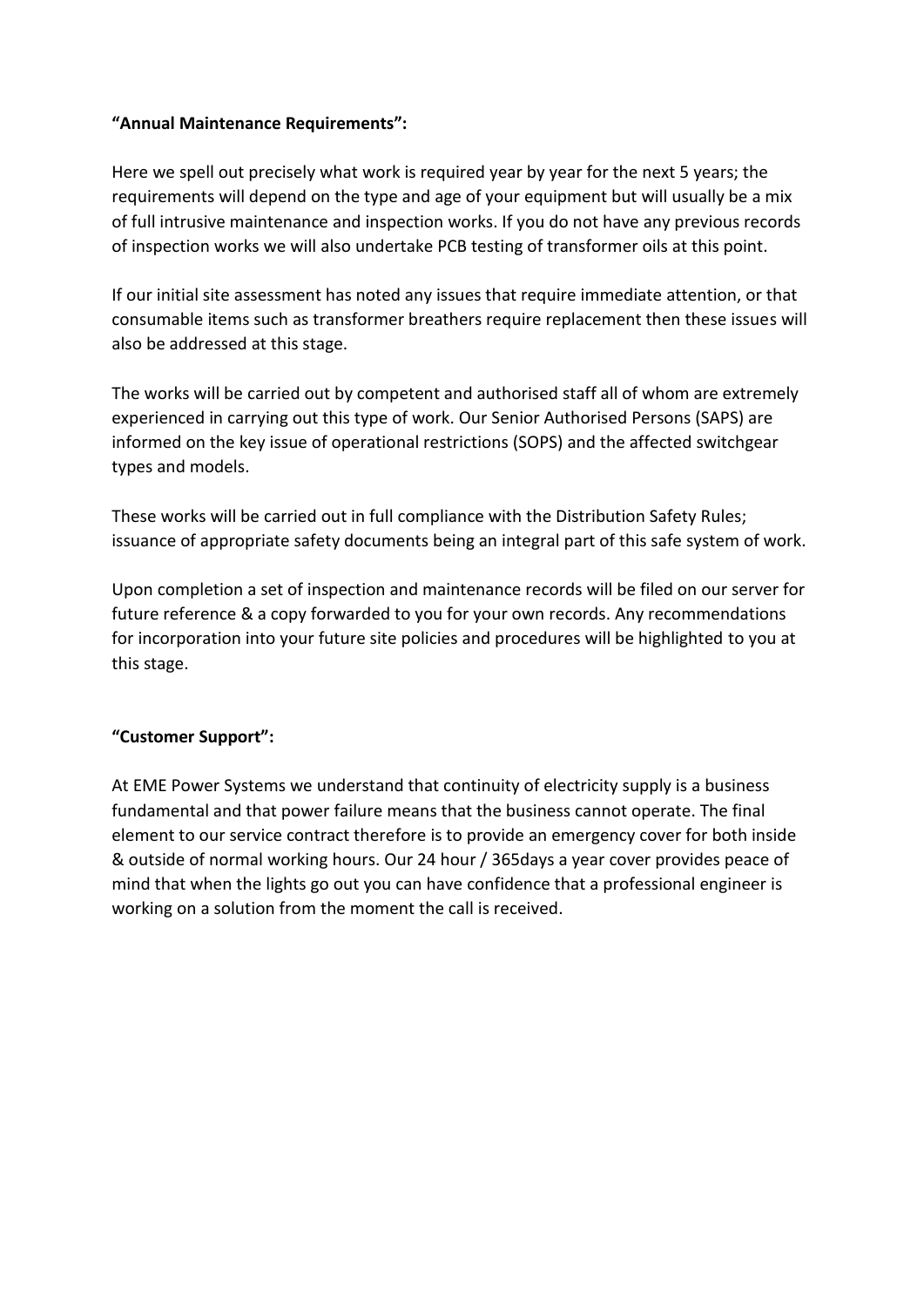**“Annual Maintenance Requirements”:**

Here we spell out precisely what work is required year by year for the next 5 years; the requirements will depend on the type and age of your equipment but will usually be a mix of full intrusive maintenance and inspection works. If you do not have any previous records of inspection works we will also undertake PCB testing of transformer oils at this point.

If our initial site assessment has noted any issues that require immediate attention, or that consumable items such as transformer breathers require replacement then these issues will also be addressed at this stage.

The works will be carried out by competent and authorised staff all of whom are extremely experienced in carrying out this type of work. Our Senior Authorised Persons (SAPS) are informed on the key issue of operational restrictions (SOPS) and the affected switchgear types and models.

These works will be carried out in full compliance with the Distribution Safety Rules; issuance of appropriate safety documents being an integral part of this safe system of work.

Upon completion a set of inspection and maintenance records will be filed on our server for future reference & a copy forwarded to you for your own records. Any recommendations for incorporation into your future site policies and procedures will be highlighted to you at this stage.

**“Customer Support”:**

At EME Power Systems we understand that continuity of electricity supply is a business fundamental and that power failure means that the business cannot operate. The final element to our service contract therefore is to provide an emergency cover for both inside & outside of normal working hours. Our 24 hour / 365days a year cover provides peace of mind that when the lights go out you can have confidence that a professional engineer is working on a solution from the moment the call is received.